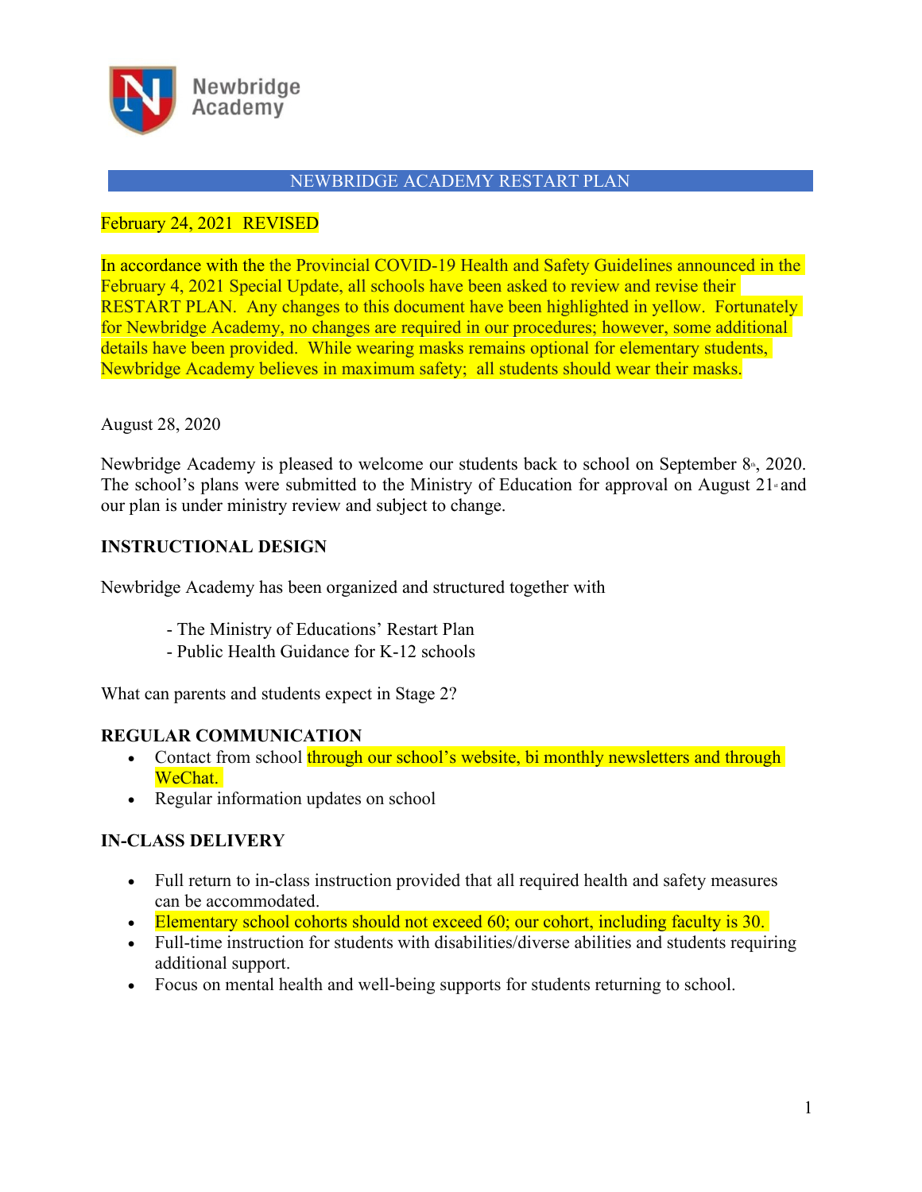Newbridge Academy

## NEWBRIDGE ACADEMY RESTART PLAN

February 24, 2021 REVISED

In accordance with the the Provincial COVID-19 Health and Safety Guidelines announced in the February 4, 2021 Special Update, all schools have been asked to review and revise their RESTART PLAN. Any changes to this document have been highlighted in yellow. Fortunately for Newbridge Academy, no changes are required in our procedures; however, some additional details have been provided. While wearing masks remains optional for elementary students, Newbridge Academy believes in maximum safety; all students should wear their masks.

August 28, 2020

Newbridge Academy is pleased to welcome our students back to school on September 8th, 2020. The school's plans were submitted to the Ministry of Education for approval on August 21st and our plan is under ministry review and subject to change.

### INSTRUCTIONAL DESIGN

Newbridge Academy has been organized and structured together with

- The Ministry of Educations' Restart Plan
- Public Health Guidance for K-12 schools

What can parents and students expect in Stage 2?

### REGULAR COMMUNICATION

- Contact from school through our school's website, bi monthly newsletters and through WeChat.
- Regular information updates on school

### IN-CLASS DELIVERY

- Full return to in-class instruction provided that all required health and safety measures can be accommodated.
- Elementary school cohorts should not exceed 60; our cohort, including faculty is 30.
- Full-time instruction for students with disabilities/diverse abilities and students requiring additional support.
- Focus on mental health and well-being supports for students returning to school.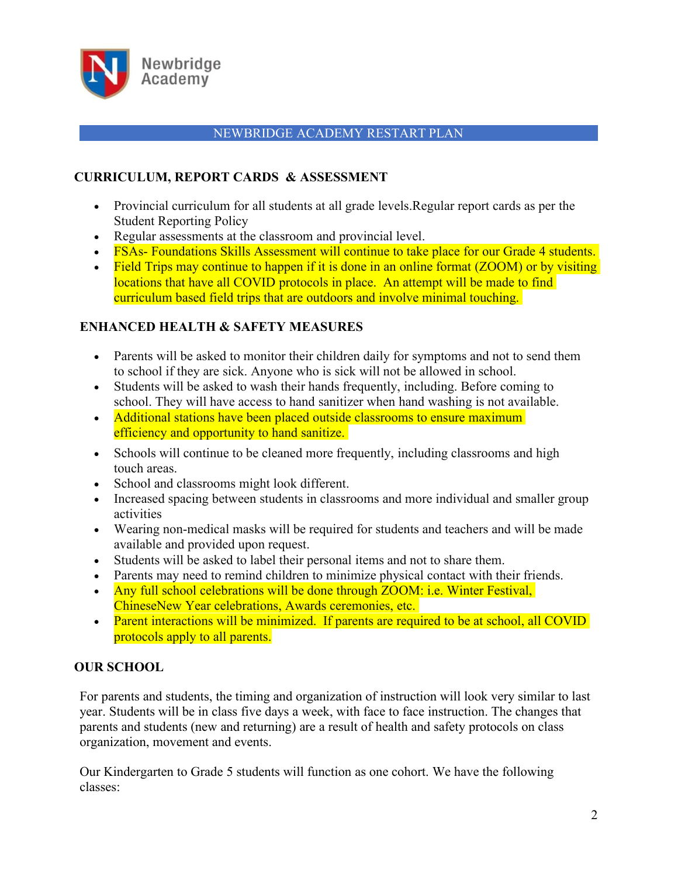Newbridge Academy

## NEWBRIDGE ACADEMY RESTART PLAN

### CURRICULUM, REPORT CARDS & ASSESSMENT

- Provincial curriculum for all students at all grade levels.Regular report cards as per the Student Reporting Policy
- Regular assessments at the classroom and provincial level.
- FSAs- Foundations Skills Assessment will continue to take place for our Grade 4 students.
- Field Trips may continue to happen if it is done in an online format (ZOOM) or by visiting locations that have all COVID protocols in place. An attempt will be made to find curriculum based field trips that are outdoors and involve minimal touching.

### ENHANCED HEALTH & SAFETY MEASURES

- Parents will be asked to monitor their children daily for symptoms and not to send them to school if they are sick. Anyone who is sick will not be allowed in school.
- Students will be asked to wash their hands frequently, including. Before coming to school. They will have access to hand sanitizer when hand washing is not available.
- Additional stations have been placed outside classrooms to ensure maximum efficiency and opportunity to hand sanitize.
- Schools will continue to be cleaned more frequently, including classrooms and high touch areas.
- School and classrooms might look different.
- Increased spacing between students in classrooms and more individual and smaller group activities
- Wearing non-medical masks will be required for students and teachers and will be made available and provided upon request.
- Students will be asked to label their personal items and not to share them.
- Parents may need to remind children to minimize physical contact with their friends.
- Any full school celebrations will be done through ZOOM: i.e. Winter Festival, ChineseNew Year celebrations, Awards ceremonies, etc.
- Parent interactions will be minimized. If parents are required to be at school, all COVID protocols apply to all parents.

### OUR SCHOOL

For parents and students, the timing and organization of instruction will look very similar to last year. Students will be in class five days a week, with face to face instruction. The changes that parents and students (new and returning) are a result of health and safety protocols on class organization, movement and events.

Our Kindergarten to Grade 5 students will function as one cohort. We have the following classes: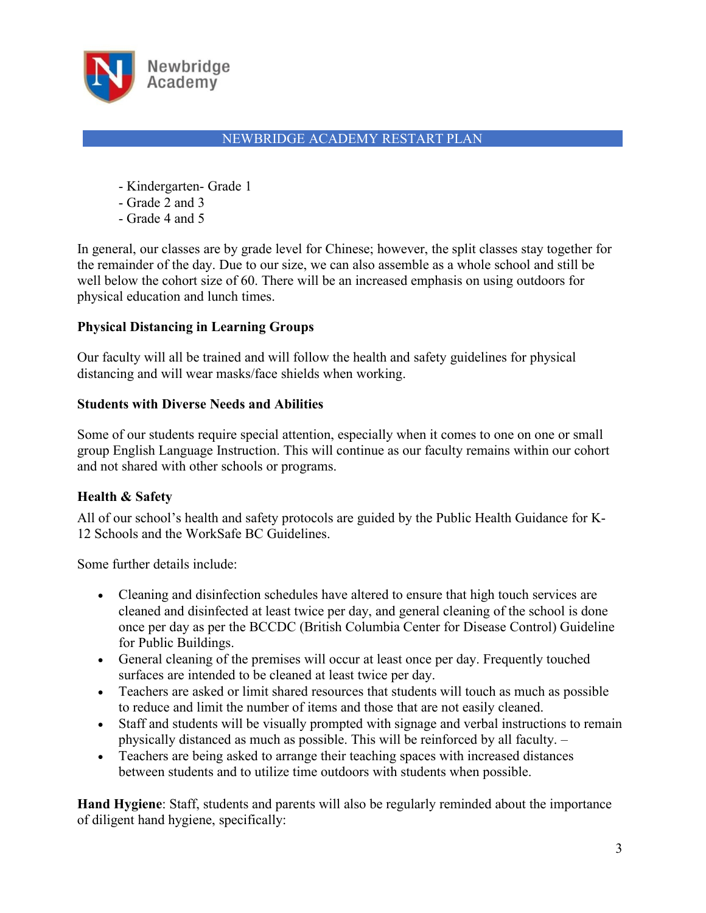- Kindergarten- Grade 1
- Grade 2 and 3
- Grade 4 and 5

In general, our classes are by grade level for Chinese; however, the split classes stay together for the remainder of the day. Due to our size, we can also assemble as a whole school and still be well below the cohort size of 60. There will be an increased emphasis on using outdoors for physical education and lunch times.

**Physical Distancing in Learning Groups**

Our faculty will all be trained and will follow the health and safety guidelines for physical distancing and will wear masks/face shields when working.

**Students with Diverse Needs and Abilities**

Some of our students require special attention, especially when it comes to one on one or small group English Language Instruction. This will continue as our faculty remains within our cohort and not shared with other schools or programs.

**Health & Safety**

All of our school's health and safety protocols are guided by the Public Health Guidance for K-12 Schools and the WorkSafe BC Guidelines.

Some further details include:

- Cleaning and disinfection schedules have altered to ensure that high touch services are cleaned and disinfected at least twice per day, and general cleaning of the school is done once per day as per the BCCDC (British Columbia Center for Disease Control) Guideline for Public Buildings.
- General cleaning of the premises will occur at least once per day. Frequently touched surfaces are intended to be cleaned at least twice per day.
- Teachers are asked or limit shared resources that students will touch as much as possible to reduce and limit the number of items and those that are not easily cleaned.
- Staff and students will be visually prompted with signage and verbal instructions to remain physically distanced as much as possible. This will be reinforced by all faculty. –
- Teachers are being asked to arrange their teaching spaces with increased distances between students and to utilize time outdoors with students when possible.

**Hand Hygiene**: Staff, students and parents will also be regularly reminded about the importance of diligent hand hygiene, specifically: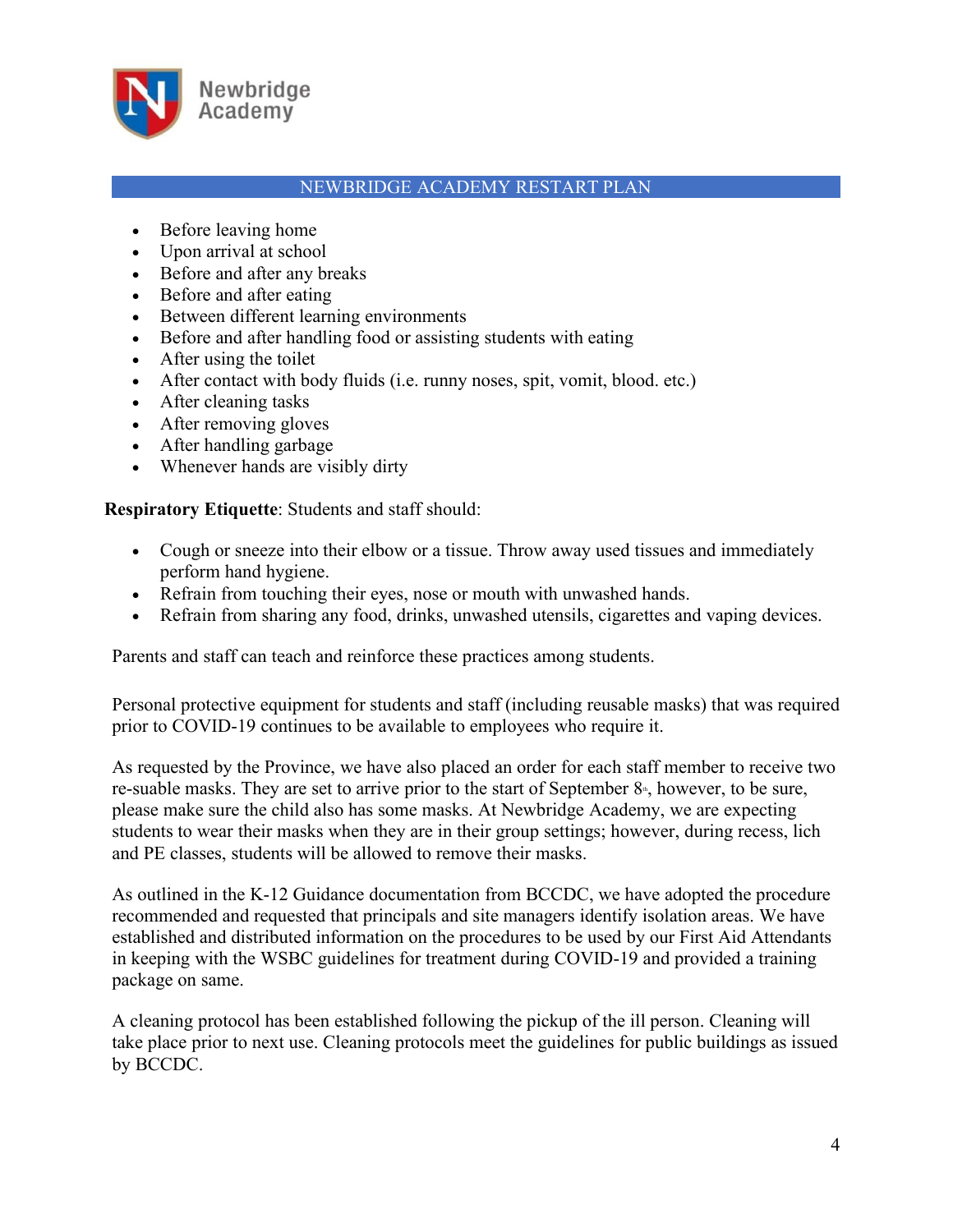## NEWBRIDGE ACADEMY RESTART PLAN

- Before leaving home
- Upon arrival at school
- Before and after any breaks
- Before and after eating
- Between different learning environments
- Before and after handling food or assisting students with eating
- After using the toilet
- After contact with body fluids (i.e. runny noses, spit, vomit, blood. etc.)
- After cleaning tasks
- After removing gloves
- After handling garbage
- Whenever hands are visibly dirty

**Respiratory Etiquette**: Students and staff should:

- Cough or sneeze into their elbow or a tissue. Throw away used tissues and immediately perform hand hygiene.
- Refrain from touching their eyes, nose or mouth with unwashed hands.
- Refrain from sharing any food, drinks, unwashed utensils, cigarettes and vaping devices.

Parents and staff can teach and reinforce these practices among students.

Personal protective equipment for students and staff (including reusable masks) that was required prior to COVID-19 continues to be available to employees who require it.

As requested by the Province, we have also placed an order for each staff member to receive two re-suable masks. They are set to arrive prior to the start of September 8th, however, to be sure, please make sure the child also has some masks. At Newbridge Academy, we are expecting students to wear their masks when they are in their group settings; however, during recess, lich and PE classes, students will be allowed to remove their masks.

As outlined in the K-12 Guidance documentation from BCCDC, we have adopted the procedure recommended and requested that principals and site managers identify isolation areas. We have established and distributed information on the procedures to be used by our First Aid Attendants in keeping with the WSBC guidelines for treatment during COVID-19 and provided a training package on same.

A cleaning protocol has been established following the pickup of the ill person. Cleaning will take place prior to next use. Cleaning protocols meet the guidelines for public buildings as issued by BCCDC.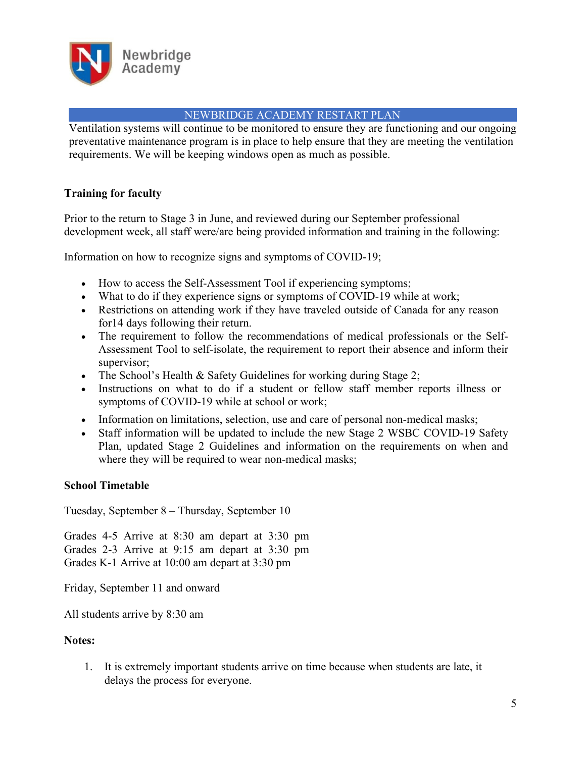Ventilation systems will continue to be monitored to ensure they are functioning and our ongoing preventative maintenance program is in place to help ensure that they are meeting the ventilation requirements. We will be keeping windows open as much as possible.

**Training for faculty**

Prior to the return to Stage 3 in June, and reviewed during our September professional development week, all staff were/are being provided information and training in the following:

Information on how to recognize signs and symptoms of COVID-19;

- How to access the Self-Assessment Tool if experiencing symptoms;
- What to do if they experience signs or symptoms of COVID-19 while at work;
- Restrictions on attending work if they have traveled outside of Canada for any reason for14 days following their return.
- The requirement to follow the recommendations of medical professionals or the Self-Assessment Tool to self-isolate, the requirement to report their absence and inform their supervisor;
- The School's Health & Safety Guidelines for working during Stage 2;
- Instructions on what to do if a student or fellow staff member reports illness or symptoms of COVID-19 while at school or work;
- Information on limitations, selection, use and care of personal non-medical masks;
- Staff information will be updated to include the new Stage 2 WSBC COVID-19 Safety Plan, updated Stage 2 Guidelines and information on the requirements on when and where they will be required to wear non-medical masks;

**School Timetable**

Tuesday, September 8 – Thursday, September 10

Grades 4-5 Arrive at 8:30 am depart at 3:30 pm
Grades 2-3 Arrive at 9:15 am depart at 3:30 pm
Grades K-1 Arrive at 10:00 am depart at 3:30 pm

Friday, September 11 and onward

All students arrive by 8:30 am

**Notes:**

1. It is extremely important students arrive on time because when students are late, it delays the process for everyone.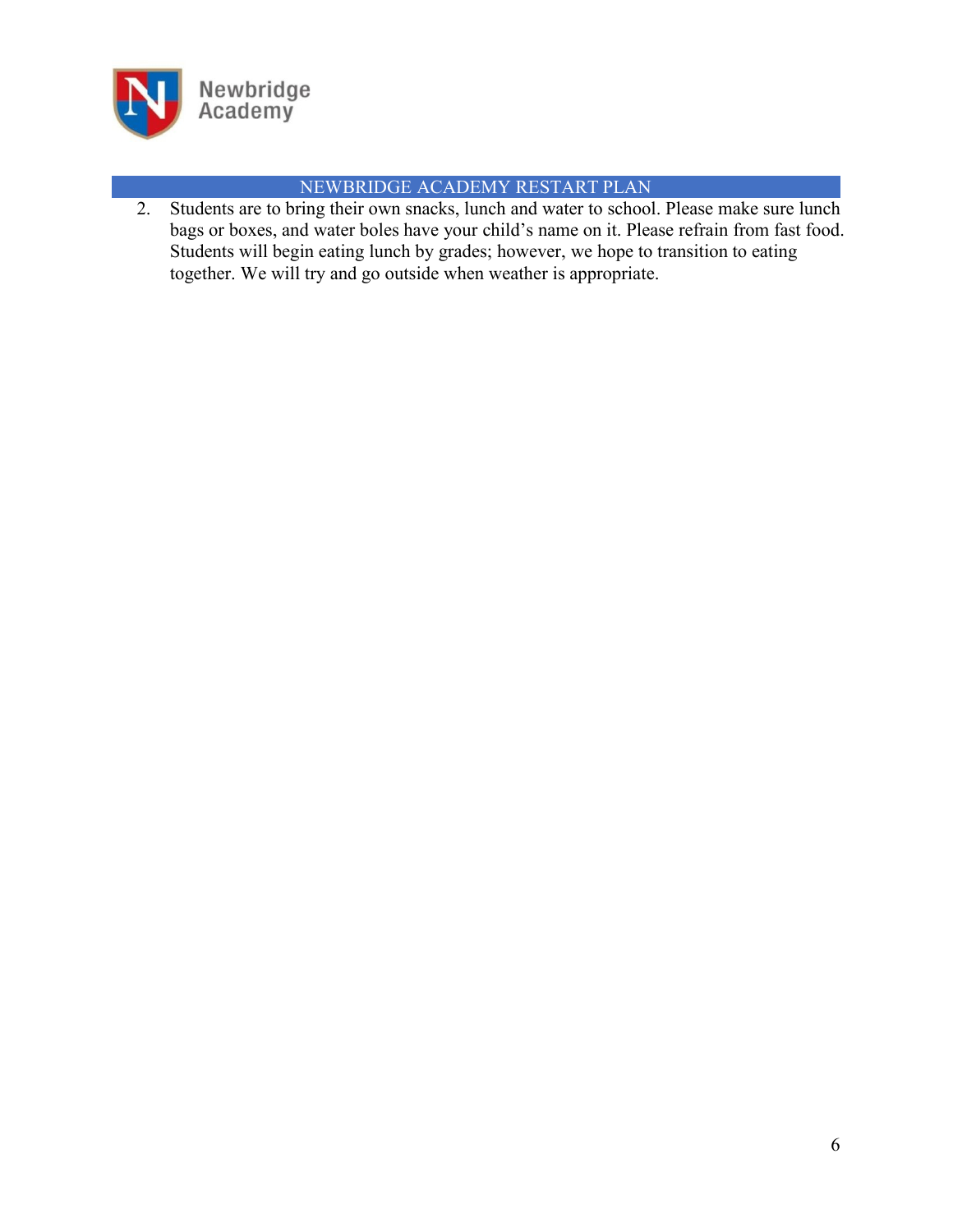Newbridge Academy

NEWBRIDGE ACADEMY RESTART PLAN

2. Students are to bring their own snacks, lunch and water to school. Please make sure lunch bags or boxes, and water boles have your child's name on it. Please refrain from fast food. Students will begin eating lunch by grades; however, we hope to transition to eating together. We will try and go outside when weather is appropriate.